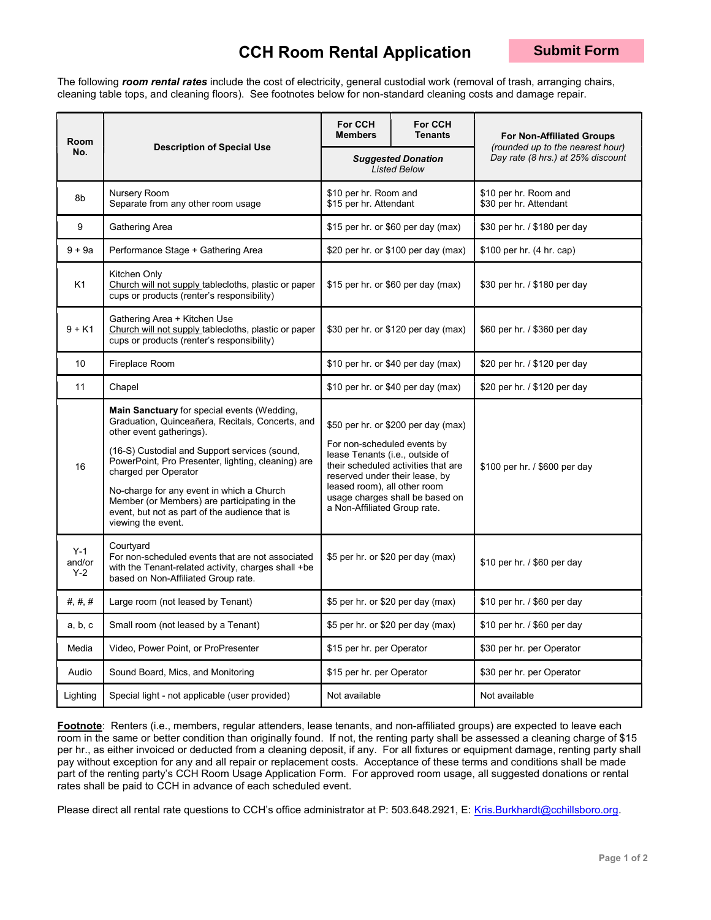# CCH Room Rental Application

Submit Form

The following ***room rental rates*** include the cost of electricity, general custodial work (removal of trash, arranging chairs, cleaning table tops, and cleaning floors). See footnotes below for non-standard cleaning costs and damage repair.

| Room No. | Description of Special Use | For CCH Members | For CCH Tenants | For Non-Affiliated Groups *(rounded up to the nearest hour)* Day rate (8 hrs.) at 25% discount |
|---|---|---|---|---|
| | | ***Suggested Donation*** *Listed Below* | | |
| 8b | Nursery Room<br>Separate from any other room usage | $10 per hr. Room and<br>$15 per hr. Attendant | | $10 per hr. Room and<br>$30 per hr. Attendant |
| 9 | Gathering Area | $15 per hr. or $60 per day (max) | | $30 per hr. / $180 per day |
| 9 + 9a | Performance Stage + Gathering Area | $20 per hr. or $100 per day (max) | | $100 per hr. (4 hr. cap) |
| K1 | Kitchen Only<br>Church will not supply tablecloths, plastic or paper cups or products (renter's responsibility) | $15 per hr. or $60 per day (max) | | $30 per hr. / $180 per day |
| 9 + K1 | Gathering Area + Kitchen Use<br>Church will not supply tablecloths, plastic or paper cups or products (renter's responsibility) | $30 per hr. or $120 per day (max) | | $60 per hr. / $360 per day |
| 10 | Fireplace Room | $10 per hr. or $40 per day (max) | | $20 per hr. / $120 per day |
| 11 | Chapel | $10 per hr. or $40 per day (max) | | $20 per hr. / $120 per day |
| 16 | **Main Sanctuary** for special events (Wedding, Graduation, Quinceañera, Recitals, Concerts, and other event gatherings).<br>(16-S) Custodial and Support services (sound, PowerPoint, Pro Presenter, lighting, cleaning) are charged per Operator<br>No-charge for any event in which a Church Member (or Members) are participating in the event, but not as part of the audience that is viewing the event. | $50 per hr. or $200 per day (max)<br>For non-scheduled events by lease Tenants (i.e., outside of their scheduled activities that are reserved under their lease, by leased room), all other room usage charges shall be based on a Non-Affiliated Group rate. | | $100 per hr. / $600 per day |
| Y-1 and/or Y-2 | Courtyard<br>For non-scheduled events that are not associated with the Tenant-related activity, charges shall +be based on Non-Affiliated Group rate. | $5 per hr. or $20 per day (max) | | $10 per hr. / $60 per day |
| #, #, # | Large room (not leased by Tenant) | $5 per hr. or $20 per day (max) | | $10 per hr. / $60 per day |
| a, b, c | Small room (not leased by a Tenant) | $5 per hr. or $20 per day (max) | | $10 per hr. / $60 per day |
| Media | Video, Power Point, or ProPresenter | $15 per hr. per Operator | | $30 per hr. per Operator |
| Audio | Sound Board, Mics, and Monitoring | $15 per hr. per Operator | | $30 per hr. per Operator |
| Lighting | Special light - not applicable (user provided) | Not available | | Not available |

**Footnote**: Renters (i.e., members, regular attenders, lease tenants, and non-affiliated groups) are expected to leave each room in the same or better condition than originally found. If not, the renting party shall be assessed a cleaning charge of $15 per hr., as either invoiced or deducted from a cleaning deposit, if any. For all fixtures or equipment damage, renting party shall pay without exception for any and all repair or replacement costs. Acceptance of these terms and conditions shall be made part of the renting party's CCH Room Usage Application Form. For approved room usage, all suggested donations or rental rates shall be paid to CCH in advance of each scheduled event.

Please direct all rental rate questions to CCH's office administrator at P: 503.648.2921, E: Kris.Burkhardt@cchillsboro.org.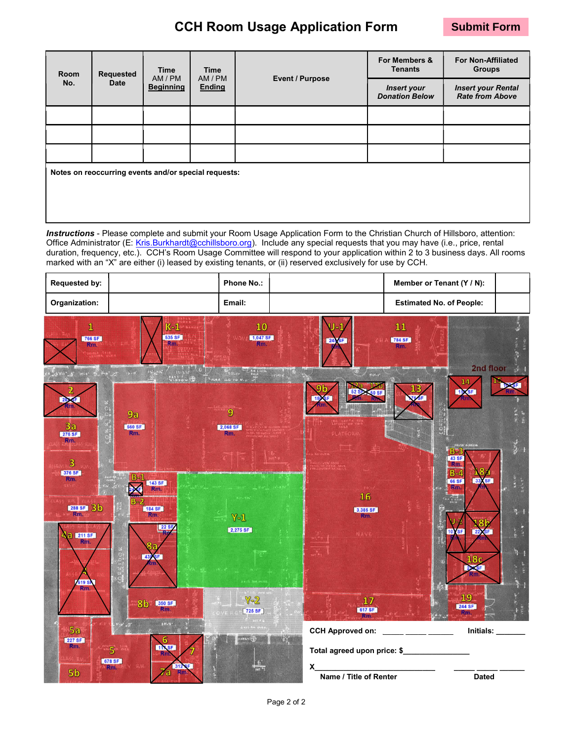# CCH Room Usage Application Form

Submit Form

| Room No. | Requested Date | Time AM / PM **Beginning** | Time AM / PM **Ending** | Event / Purpose | For Members & Tenants<br>***Insert your Donation Below*** | For Non-Affiliated Groups<br>***Insert your Rental Rate from Above*** |
|---|---|---|---|---|---|---|
| | | | | | | |
| | | | | | | |
| | | | | | | |

**Notes on reoccurring events and/or special requests:**

***Instructions*** - Please complete and submit your Room Usage Application Form to the Christian Church of Hillsboro, attention: Office Administrator (E: Kris.Burkhardt@cchillsboro.org). Include any special requests that you may have (i.e., price, rental duration, frequency, etc.). CCH's Room Usage Committee will respond to your application within 2 to 3 business days. All rooms marked with an "X" are either (i) leased by existing tenants, or (ii) reserved exclusively for use by CCH.

| | | | | | |
|---|---|---|---|---|---|
| **Requested by:** | | **Phone No.:** | | **Member or Tenant (Y / N):** | |
| **Organization:** | | **Email:** | | **Estimated No. of People:** | |

1 766 SF Rm.
K-1 535 SF Rm.
10 1,047 SF Rm.
U-1 24 SF Rm.
11 784 SF Rm.
2nd floor
2 26 SF Rm.
9a 560 SF Rm.
9 2,068 SF Rm.
9b 15 SF Rm.
12a 52 SF Rm.
12b 50 SF Rm.
13 17 SF Rm.
14 15 SF Rm.
15 10 SF Rm.
3a 276 SF Rm.
3 376 SF Rm.
B-1 143 SF Rm.
B-2 184 SF Rm.
Y-1 2,275 SF
16 3,385 SF Rm.
B-3 43 SF Rm.
B-4 66 SF Rm.
18a 33 SF Rm.
3b 288 SF Rm.
4a 211 SF Rm.
4 519 SF Rm.
8a 43 SF Rm.
22 SF Rm.
U-2 10 SF Rm.
18b 22 SF Rm.
18c 2 SF Rm.
8b 350 SF Rm.
Y-2 725 SF
17 617 SF Rm.
19 244 SF Rm.
5a 227 SF Rm.
5 678 SF Rm.
5b
6 11 SF Rm.
7 312 SF Rm.
7a

**CCH Approved on:** _____ _____ _____ **Initials:** _______

**Total agreed upon price: $**________________

X____________________________ _____ _____ _____

**Name / Title of Renter** **Dated**